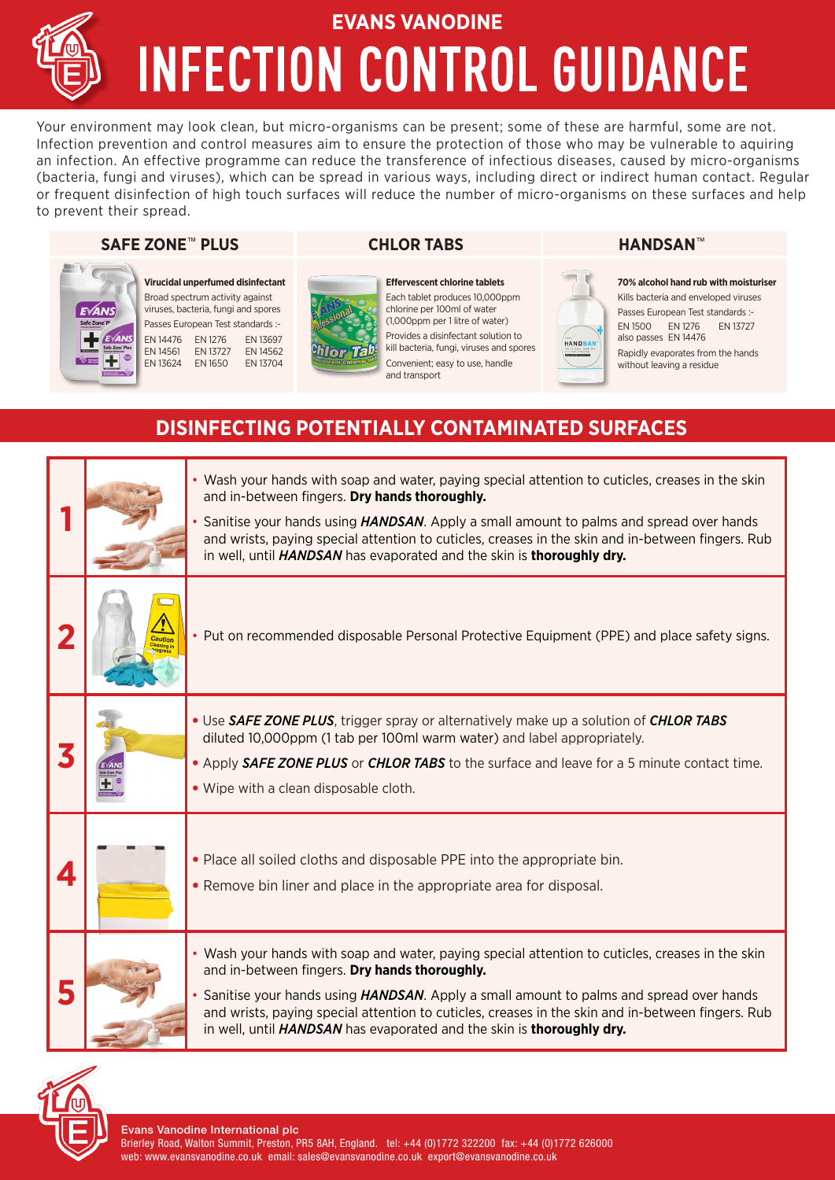# EVANS VANODINE

# INFECTION CONTROL GUIDANCE

Your environment may look clean, but micro-organisms can be present; some of these are harmful, some are not. Infection prevention and control measures aim to ensure the protection of those who may be vulnerable to aquiring an infection. An effective programme can reduce the transference of infectious diseases, caused by micro-organisms (bacteria, fungi and viruses), which can be spread in various ways, including direct or indirect human contact. Regular or frequent disinfection of high touch surfaces will reduce the number of micro-organisms on these surfaces and help to prevent their spread.

### SAFE ZONE™ PLUS

**Virucidal unperfumed disinfectant**

Broad spectrum activity against viruses, bacteria, fungi and spores

Passes European Test standards :-

EN 14476 EN 1276 EN 13697
EN 14561 EN 13727 EN 14562
EN 13624 EN 1650 EN 13704

### CHLOR TABS

**Effervescent chlorine tablets**

Each tablet produces 10,000ppm chlorine per 100ml of water (1,000ppm per 1 litre of water)

Provides a disinfectant solution to kill bacteria, fungi, viruses and spores

Convenient; easy to use, handle and transport

### HANDSAN™

**70% alcohol hand rub with moisturiser**

Kills bacteria and enveloped viruses

Passes European Test standards :-

EN 1500 EN 1276 EN 13727
also passes EN 14476

Rapidly evaporates from the hands without leaving a residue

## DISINFECTING POTENTIALLY CONTAMINATED SURFACES

| Step | Instructions |
|---|---|
| **1** | • Wash your hands with soap and water, paying special attention to cuticles, creases in the skin and in-between fingers. **Dry hands thoroughly.**<br>• Sanitise your hands using ***HANDSAN***. Apply a small amount to palms and spread over hands and wrists, paying special attention to cuticles, creases in the skin and in-between fingers. Rub in well, until ***HANDSAN*** has evaporated and the skin is **thoroughly dry.** |
| **2** | • Put on recommended disposable Personal Protective Equipment (PPE) and place safety signs. |
| **3** | • Use ***SAFE ZONE PLUS***, trigger spray or alternatively make up a solution of ***CHLOR TABS*** diluted 10,000ppm (1 tab per 100ml warm water) and label appropriately.<br>• Apply ***SAFE ZONE PLUS*** or ***CHLOR TABS*** to the surface and leave for a 5 minute contact time.<br>• Wipe with a clean disposable cloth. |
| **4** | • Place all soiled cloths and disposable PPE into the appropriate bin.<br>• Remove bin liner and place in the appropriate area for disposal. |
| **5** | • Wash your hands with soap and water, paying special attention to cuticles, creases in the skin and in-between fingers. **Dry hands thoroughly.**<br>• Sanitise your hands using ***HANDSAN***. Apply a small amount to palms and spread over hands and wrists, paying special attention to cuticles, creases in the skin and in-between fingers. Rub in well, until ***HANDSAN*** has evaporated and the skin is **thoroughly dry.** |

Evans Vanodine International plc
Brierley Road, Walton Summit, Preston, PR5 8AH, England. tel: +44 (0)1772 322200 fax: +44 (0)1772 626000
web: www.evansvanodine.co.uk email: sales@evansvanodine.co.uk export@evansvanodine.co.uk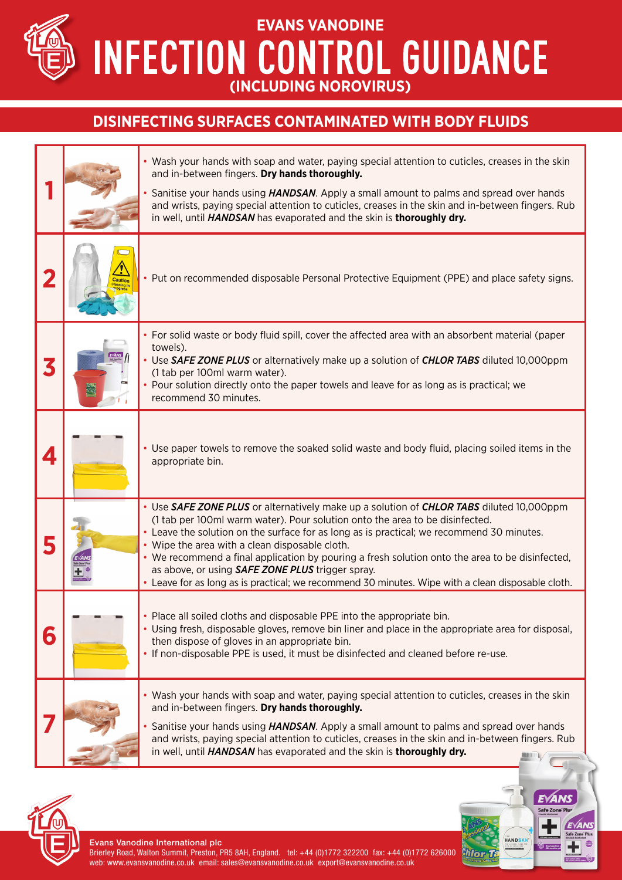# EVANS VANODINE INFECTION CONTROL GUIDANCE (INCLUDING NOROVIRUS)

## DISINFECTING SURFACES CONTAMINATED WITH BODY FLUIDS

| | |
|---|---|
| **1** | • Wash your hands with soap and water, paying special attention to cuticles, creases in the skin and in-between fingers. **Dry hands thoroughly.**<br>• Sanitise your hands using ***HANDSAN***. Apply a small amount to palms and spread over hands and wrists, paying special attention to cuticles, creases in the skin and in-between fingers. Rub in well, until ***HANDSAN*** has evaporated and the skin is **thoroughly dry.** |
| **2** | • Put on recommended disposable Personal Protective Equipment (PPE) and place safety signs. |
| **3** | • For solid waste or body fluid spill, cover the affected area with an absorbent material (paper towels).<br>• Use ***SAFE ZONE PLUS*** or alternatively make up a solution of ***CHLOR TABS*** diluted 10,000ppm (1 tab per 100ml warm water).<br>• Pour solution directly onto the paper towels and leave for as long as is practical; we recommend 30 minutes. |
| **4** | • Use paper towels to remove the soaked solid waste and body fluid, placing soiled items in the appropriate bin. |
| **5** | • Use ***SAFE ZONE PLUS*** or alternatively make up a solution of ***CHLOR TABS*** diluted 10,000ppm (1 tab per 100ml warm water). Pour solution onto the area to be disinfected.<br>• Leave the solution on the surface for as long as is practical; we recommend 30 minutes.<br>• Wipe the area with a clean disposable cloth.<br>• We recommend a final application by pouring a fresh solution onto the area to be disinfected, as above, or using ***SAFE ZONE PLUS*** trigger spray.<br>• Leave for as long as is practical; we recommend 30 minutes. Wipe with a clean disposable cloth. |
| **6** | • Place all soiled cloths and disposable PPE into the appropriate bin.<br>• Using fresh, disposable gloves, remove bin liner and place in the appropriate area for disposal, then dispose of gloves in an appropriate bin.<br>• If non-disposable PPE is used, it must be disinfected and cleaned before re-use. |
| **7** | • Wash your hands with soap and water, paying special attention to cuticles, creases in the skin and in-between fingers. **Dry hands thoroughly.**<br>• Sanitise your hands using ***HANDSAN***. Apply a small amount to palms and spread over hands and wrists, paying special attention to cuticles, creases in the skin and in-between fingers. Rub in well, until ***HANDSAN*** has evaporated and the skin is **thoroughly dry.** |

Evans Vanodine International plc
Brierley Road, Walton Summit, Preston, PR5 8AH, England. tel: +44 (0)1772 322200 fax: +44 (0)1772 626000
web: www.evansvanodine.co.uk email: sales@evansvanodine.co.uk export@evansvanodine.co.uk